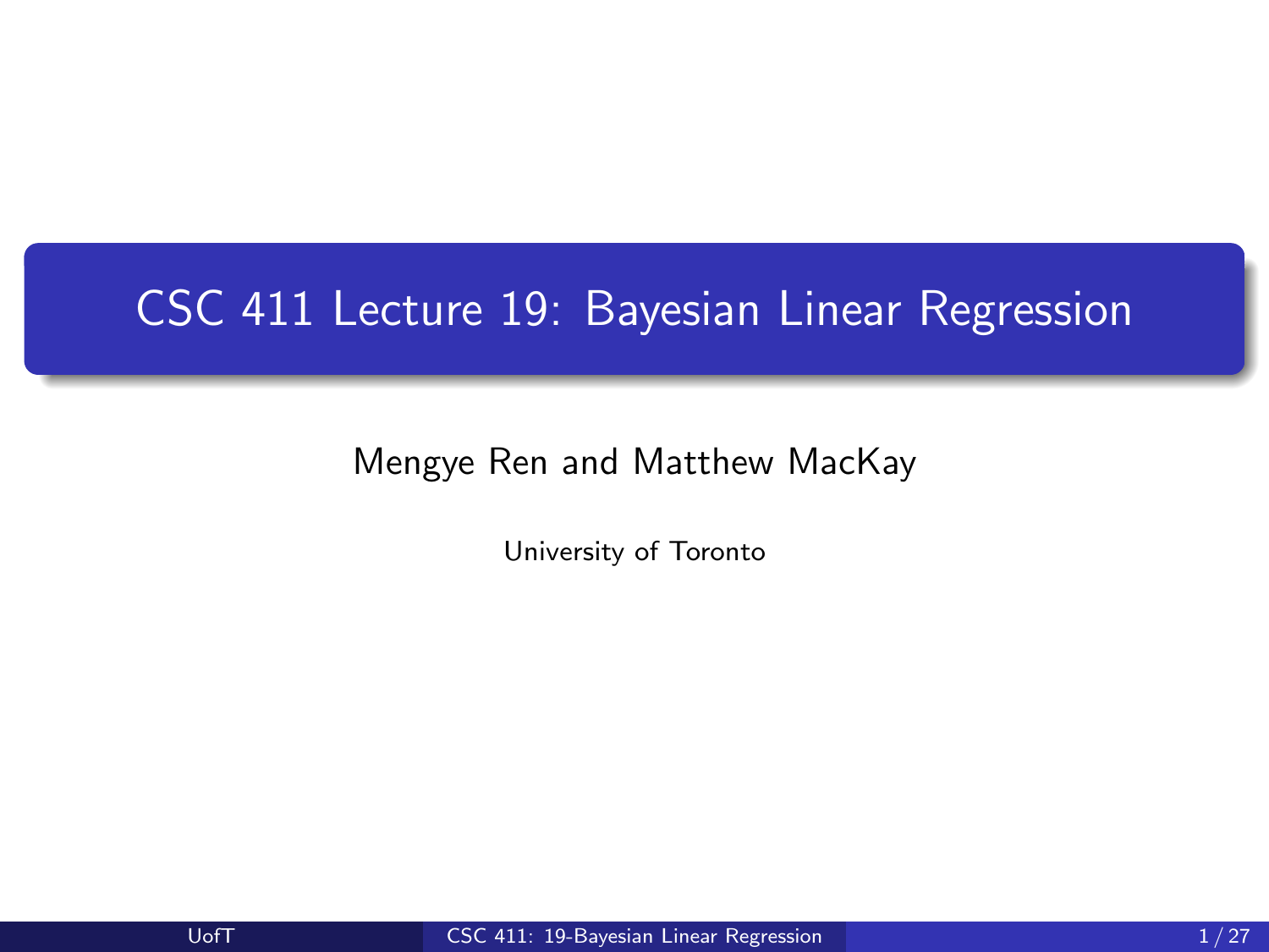# CSC 411 Lecture 19: Bayesian Linear Regression

Mengye Ren and Matthew MacKay

University of Toronto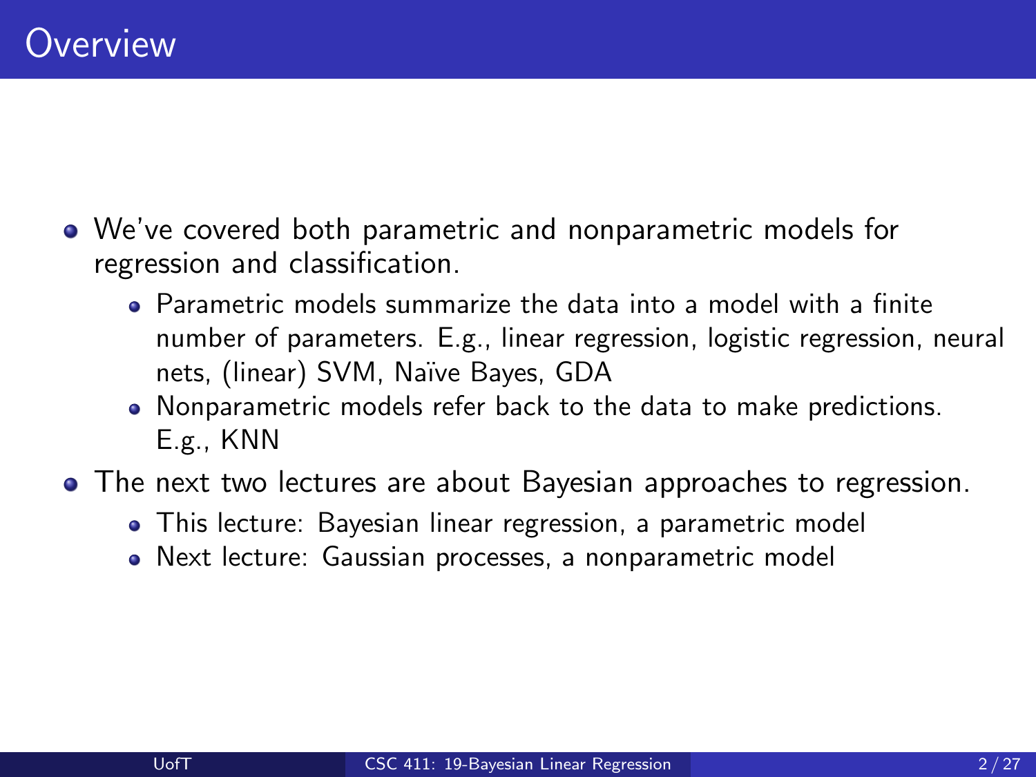# Overview

- We've covered both parametric and nonparametric models for regression and classification.
  - Parametric models summarize the data into a model with a finite number of parameters. E.g., linear regression, logistic regression, neural nets, (linear) SVM, Naïve Bayes, GDA
  - Nonparametric models refer back to the data to make predictions. E.g., KNN
- The next two lectures are about Bayesian approaches to regression.
  - This lecture: Bayesian linear regression, a parametric model
  - Next lecture: Gaussian processes, a nonparametric model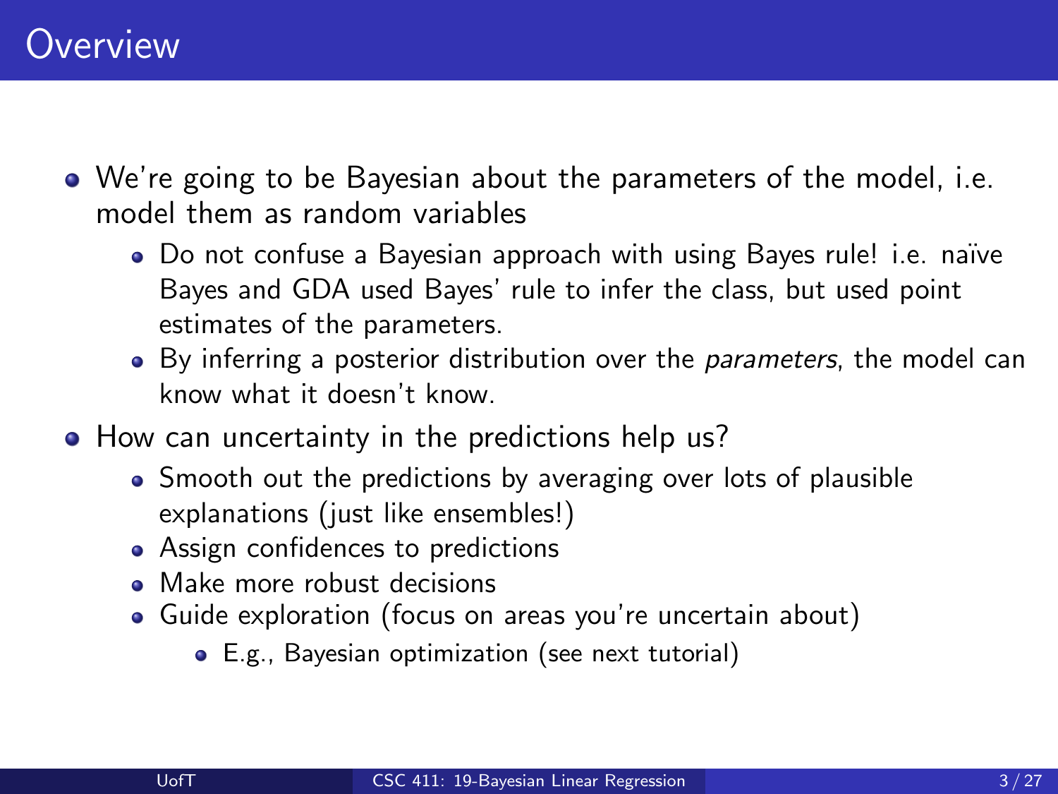# Overview

- We're going to be Bayesian about the parameters of the model, i.e. model them as random variables
  - Do not confuse a Bayesian approach with using Bayes rule! i.e. naïve Bayes and GDA used Bayes' rule to infer the class, but used point estimates of the parameters.
  - By inferring a posterior distribution over the *parameters*, the model can know what it doesn't know.
- How can uncertainty in the predictions help us?
  - Smooth out the predictions by averaging over lots of plausible explanations (just like ensembles!)
  - Assign confidences to predictions
  - Make more robust decisions
  - Guide exploration (focus on areas you're uncertain about)
    - E.g., Bayesian optimization (see next tutorial)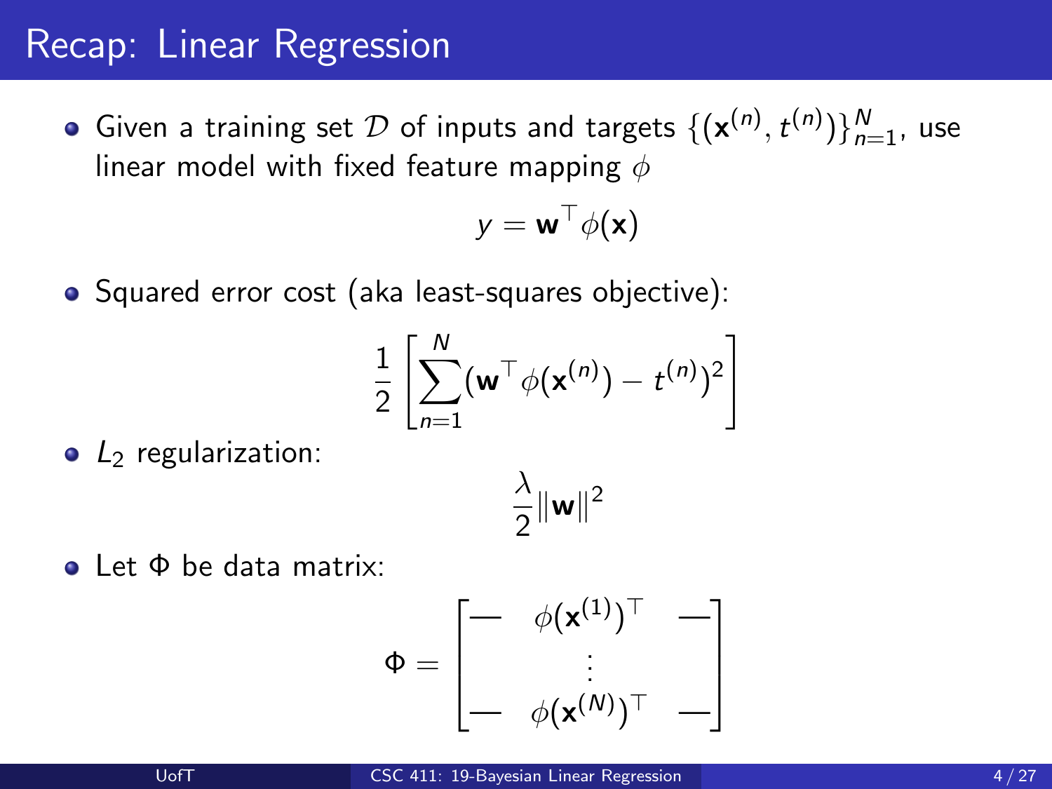# Recap: Linear Regression

- Given a training set $\mathcal{D}$ of inputs and targets $\{(\mathbf{x}^{(n)}, t^{(n)})\}_{n=1}^{N}$, use linear model with fixed feature mapping $\phi$

$$y = \mathbf{w}^\top \phi(\mathbf{x})$$

- Squared error cost (aka least-squares objective):

$$\frac{1}{2}\left[\sum_{n=1}^{N}(\mathbf{w}^\top \phi(\mathbf{x}^{(n)}) - t^{(n)})^2\right]$$

- $L_2$ regularization:

$$\frac{\lambda}{2}\|\mathbf{w}\|^2$$

- Let $\Phi$ be data matrix:

$$\Phi = \begin{bmatrix} — & \phi(\mathbf{x}^{(1)})^\top & — \\ & \vdots & \\ — & \phi(\mathbf{x}^{(N)})^\top & — \end{bmatrix}$$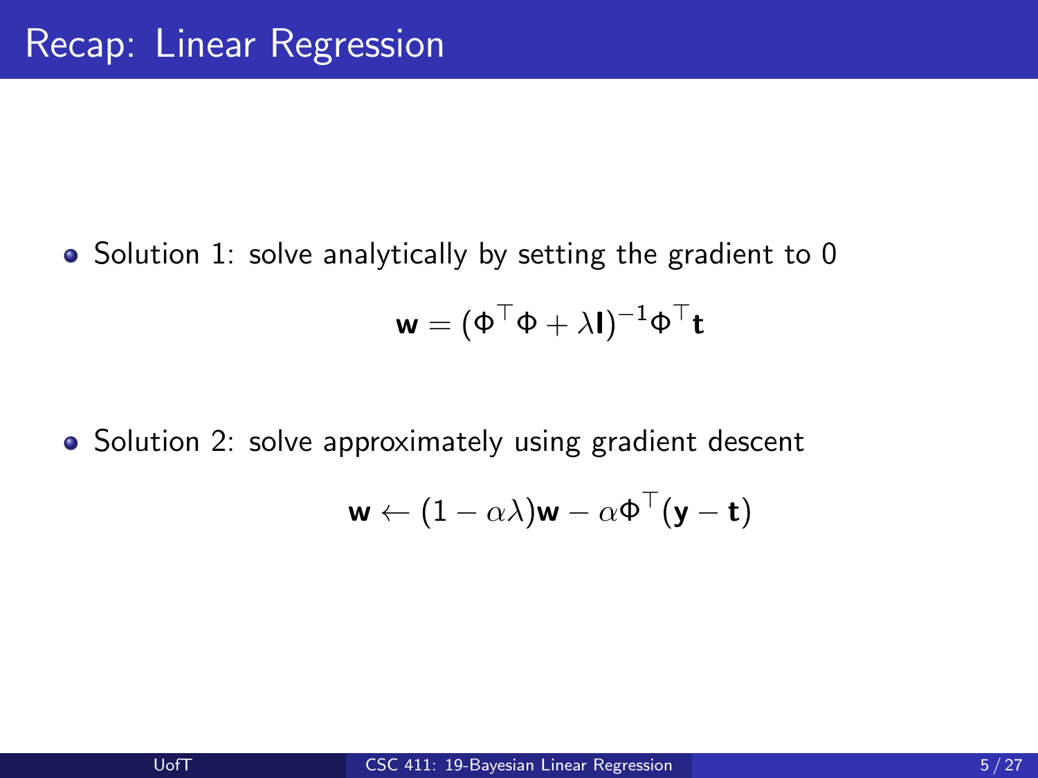# Recap: Linear Regression

- Solution 1: solve analytically by setting the gradient to 0

$$\mathbf{w} = (\Phi^\top \Phi + \lambda \mathbf{I})^{-1} \Phi^\top \mathbf{t}$$

- Solution 2: solve approximately using gradient descent

$$\mathbf{w} \leftarrow (1 - \alpha\lambda)\mathbf{w} - \alpha \Phi^\top (\mathbf{y} - \mathbf{t})$$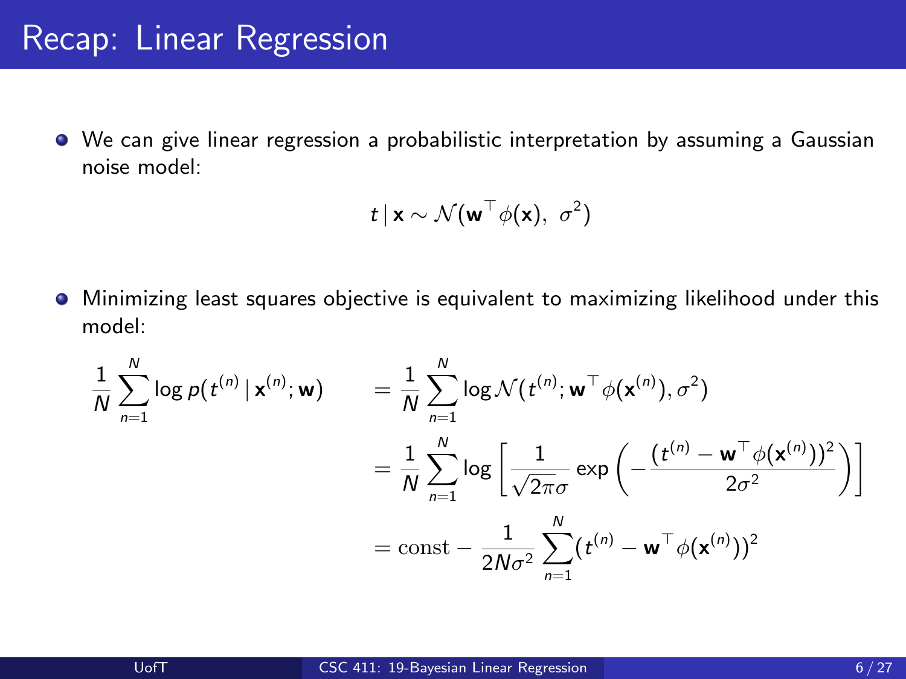# Recap: Linear Regression

- We can give linear regression a probabilistic interpretation by assuming a Gaussian noise model:

$$t \mid \mathbf{x} \sim \mathcal{N}(\mathbf{w}^\top \phi(\mathbf{x}),\ \sigma^2)$$

- Minimizing least squares objective is equivalent to maximizing likelihood under this model:

$$
\begin{aligned}
\frac{1}{N}\sum_{n=1}^{N} \log p(t^{(n)} \mid \mathbf{x}^{(n)}; \mathbf{w}) \qquad &= \frac{1}{N}\sum_{n=1}^{N} \log \mathcal{N}(t^{(n)}; \mathbf{w}^\top \phi(\mathbf{x}^{(n)}), \sigma^2) \\
&= \frac{1}{N}\sum_{n=1}^{N} \log \left[ \frac{1}{\sqrt{2\pi}\sigma} \exp\left( -\frac{(t^{(n)} - \mathbf{w}^\top \phi(\mathbf{x}^{(n)}))^2}{2\sigma^2} \right) \right] \\
&= \mathrm{const} - \frac{1}{2N\sigma^2} \sum_{n=1}^{N} (t^{(n)} - \mathbf{w}^\top \phi(\mathbf{x}^{(n)}))^2
\end{aligned}
$$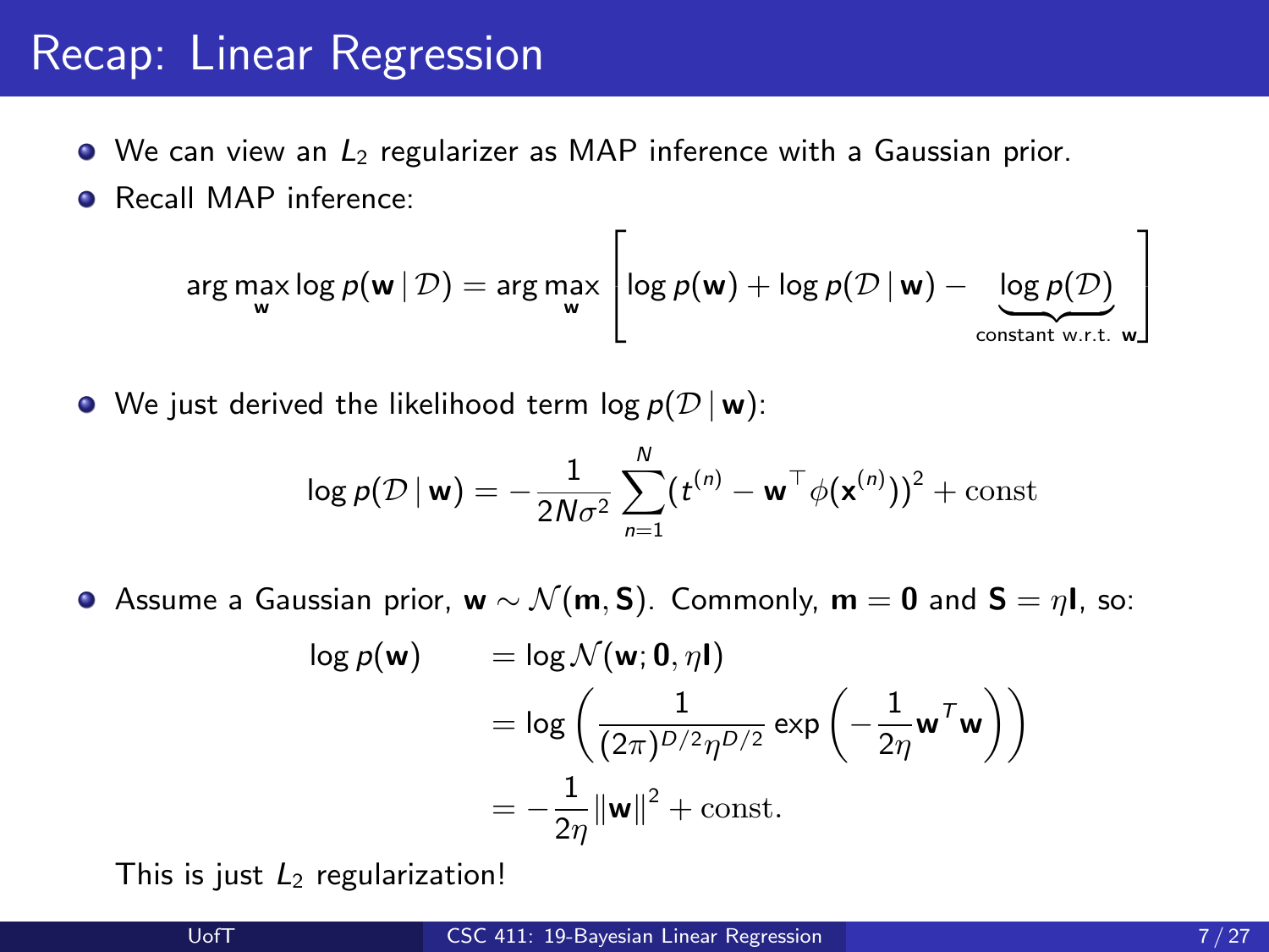# Recap: Linear Regression

- We can view an $L_2$ regularizer as MAP inference with a Gaussian prior.
- Recall MAP inference:

$$\arg\max_{\mathbf{w}} \log p(\mathbf{w} \mid \mathcal{D}) = \arg\max_{\mathbf{w}} \left[ \log p(\mathbf{w}) + \log p(\mathcal{D} \mid \mathbf{w}) - \underbrace{\log p(\mathcal{D})}_{\text{constant w.r.t. } \mathbf{w}} \right]$$

- We just derived the likelihood term $\log p(\mathcal{D} \mid \mathbf{w})$:

$$\log p(\mathcal{D} \mid \mathbf{w}) = -\frac{1}{2N\sigma^2} \sum_{n=1}^{N} (t^{(n)} - \mathbf{w}^\top \phi(\mathbf{x}^{(n)}))^2 + \text{const}$$

- Assume a Gaussian prior, $\mathbf{w} \sim \mathcal{N}(\mathbf{m}, \mathbf{S})$. Commonly, $\mathbf{m} = \mathbf{0}$ and $\mathbf{S} = \eta \mathbf{I}$, so:

$$\begin{aligned}
\log p(\mathbf{w}) &= \log \mathcal{N}(\mathbf{w}; \mathbf{0}, \eta \mathbf{I}) \\
&= \log \left( \frac{1}{(2\pi)^{D/2} \eta^{D/2}} \exp\left( -\frac{1}{2\eta} \mathbf{w}^T \mathbf{w} \right) \right) \\
&= -\frac{1}{2\eta} \|\mathbf{w}\|^2 + \text{const.}
\end{aligned}$$

This is just $L_2$ regularization!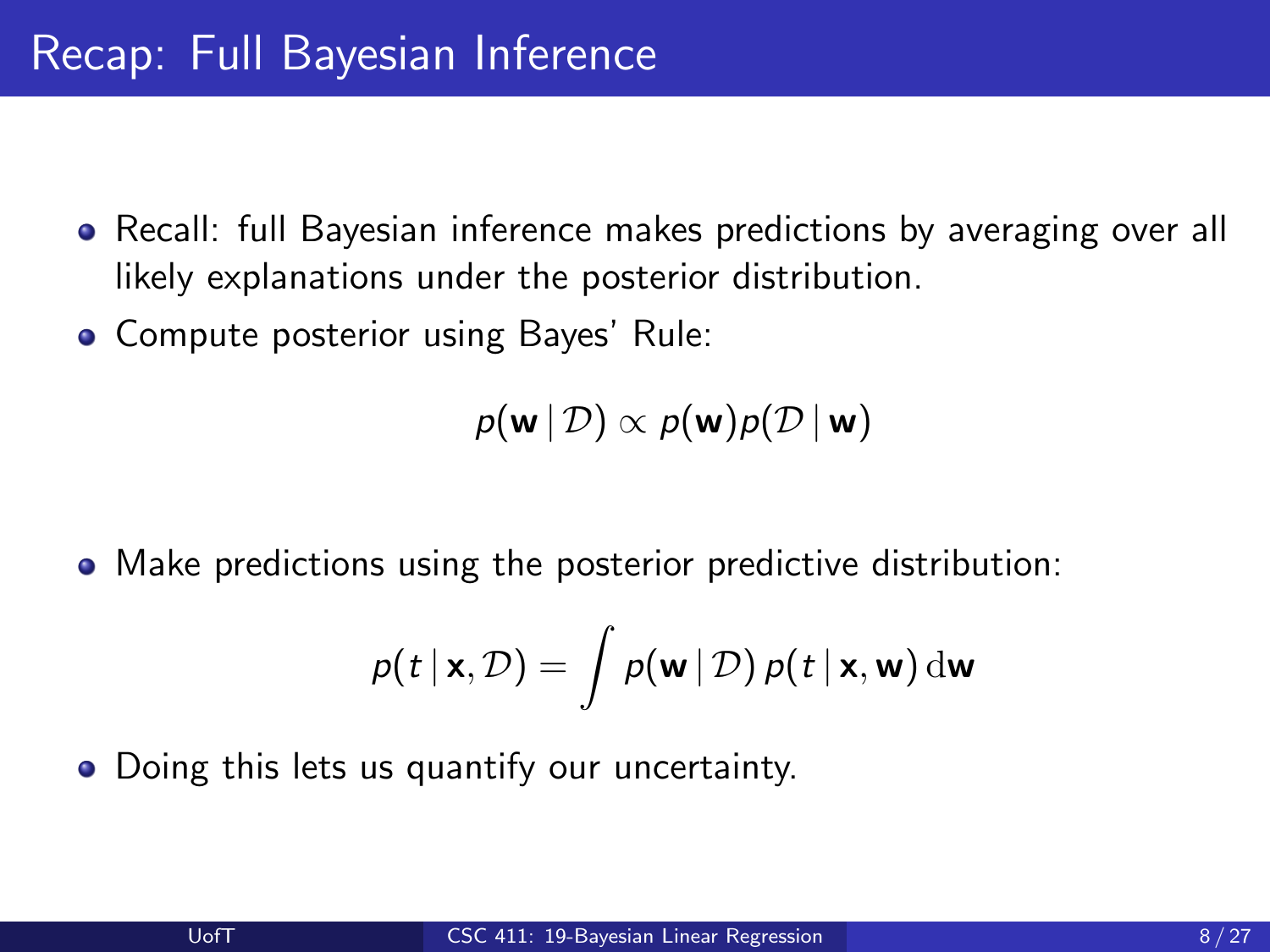# Recap: Full Bayesian Inference

- Recall: full Bayesian inference makes predictions by averaging over all likely explanations under the posterior distribution.
- Compute posterior using Bayes' Rule:

$$p(\mathbf{w} \mid \mathcal{D}) \propto p(\mathbf{w}) p(\mathcal{D} \mid \mathbf{w})$$

- Make predictions using the posterior predictive distribution:

$$p(t \mid \mathbf{x}, \mathcal{D}) = \int p(\mathbf{w} \mid \mathcal{D}) \, p(t \mid \mathbf{x}, \mathbf{w}) \, \mathrm{d}\mathbf{w}$$

- Doing this lets us quantify our uncertainty.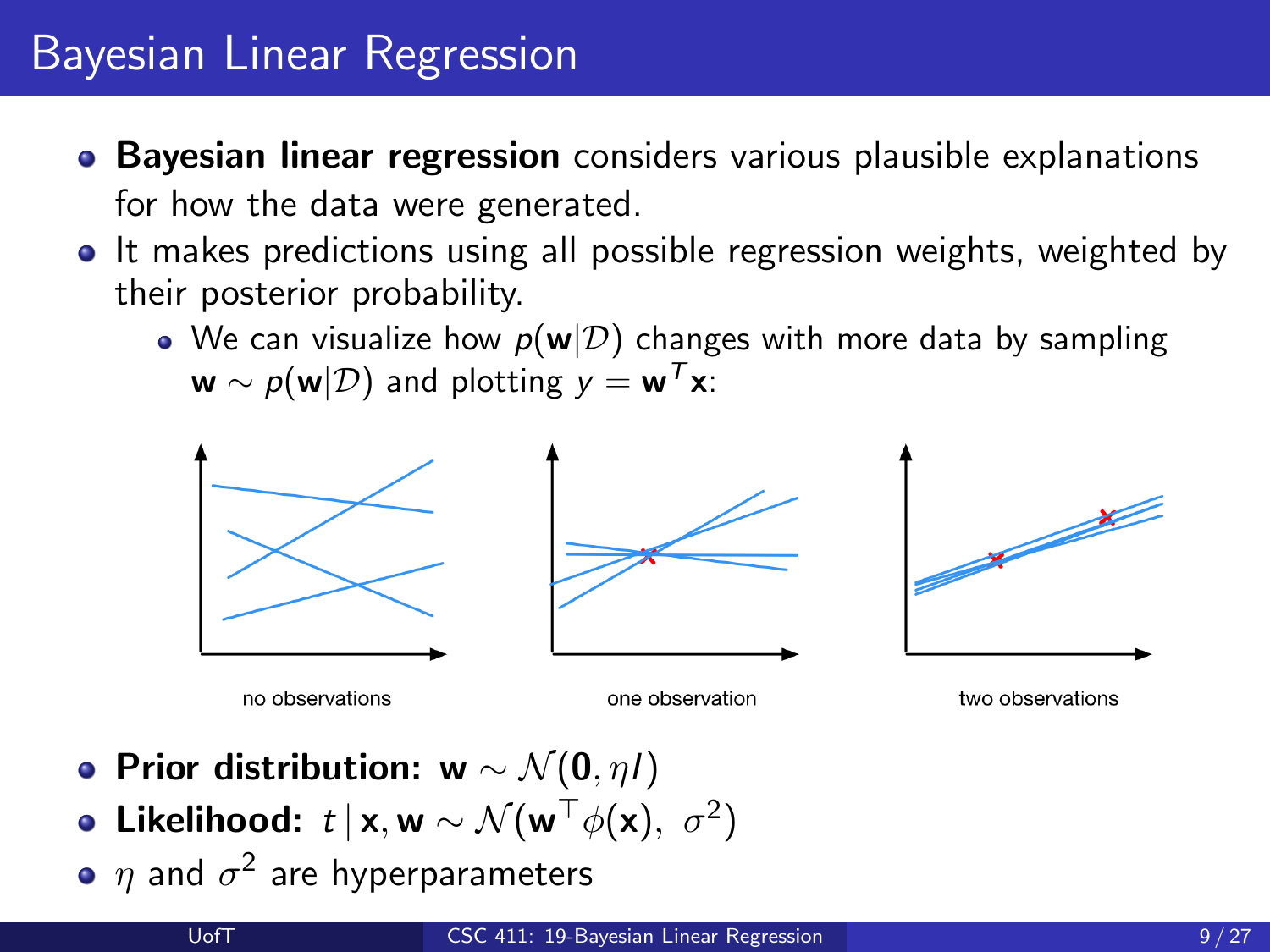# Bayesian Linear Regression

- **Bayesian linear regression** considers various plausible explanations for how the data were generated.
- It makes predictions using all possible regression weights, weighted by their posterior probability.
  - We can visualize how $p(\mathbf{w}|\mathcal{D})$ changes with more data by sampling $\mathbf{w} \sim p(\mathbf{w}|\mathcal{D})$ and plotting $y = \mathbf{w}^T\mathbf{x}$:

no observations — one observation — two observations

- **Prior distribution:** $\mathbf{w} \sim \mathcal{N}(\mathbf{0}, \eta I)$
- **Likelihood:** $t \,|\, \mathbf{x}, \mathbf{w} \sim \mathcal{N}(\mathbf{w}^\top \phi(\mathbf{x}),\ \sigma^2)$
- $\eta$ and $\sigma^2$ are hyperparameters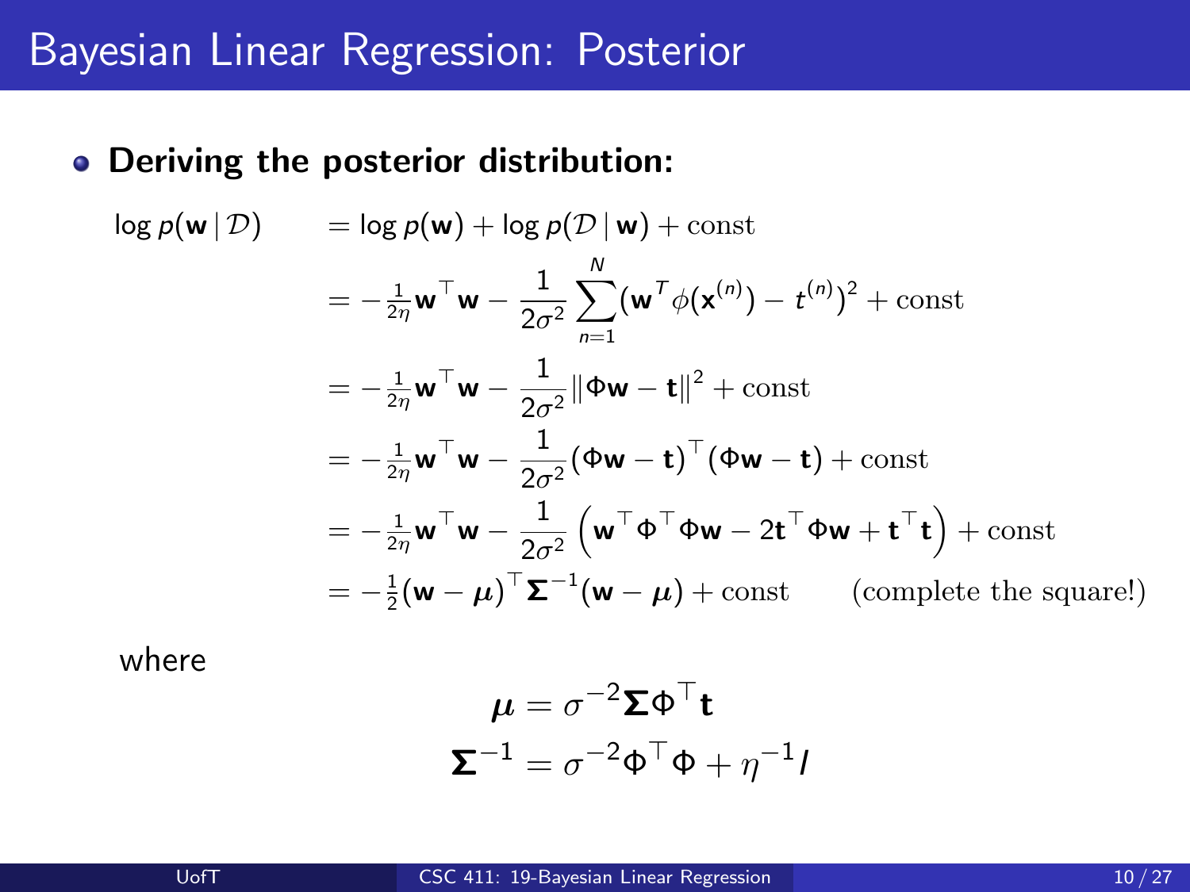# Bayesian Linear Regression: Posterior

- **Deriving the posterior distribution:**

$$
\begin{aligned}
\log p(\mathbf{w} \mid \mathcal{D}) &= \log p(\mathbf{w}) + \log p(\mathcal{D} \mid \mathbf{w}) + \text{const} \\
&= -\tfrac{1}{2\eta}\mathbf{w}^\top \mathbf{w} - \frac{1}{2\sigma^2} \sum_{n=1}^{N} (\mathbf{w}^T \phi(\mathbf{x}^{(n)}) - t^{(n)})^2 + \text{const} \\
&= -\tfrac{1}{2\eta}\mathbf{w}^\top \mathbf{w} - \frac{1}{2\sigma^2} \|\Phi \mathbf{w} - \mathbf{t}\|^2 + \text{const} \\
&= -\tfrac{1}{2\eta}\mathbf{w}^\top \mathbf{w} - \frac{1}{2\sigma^2} (\Phi \mathbf{w} - \mathbf{t})^\top (\Phi \mathbf{w} - \mathbf{t}) + \text{const} \\
&= -\tfrac{1}{2\eta}\mathbf{w}^\top \mathbf{w} - \frac{1}{2\sigma^2} \left( \mathbf{w}^\top \Phi^\top \Phi \mathbf{w} - 2\mathbf{t}^\top \Phi \mathbf{w} + \mathbf{t}^\top \mathbf{t} \right) + \text{const} \\
&= -\tfrac{1}{2}(\mathbf{w} - \boldsymbol{\mu})^\top \boldsymbol{\Sigma}^{-1} (\mathbf{w} - \boldsymbol{\mu}) + \text{const} \qquad \text{(complete the square!)}
\end{aligned}
$$

where

$$
\boldsymbol{\mu} = \sigma^{-2} \boldsymbol{\Sigma} \Phi^\top \mathbf{t}
$$

$$
\boldsymbol{\Sigma}^{-1} = \sigma^{-2} \Phi^\top \Phi + \eta^{-1} I
$$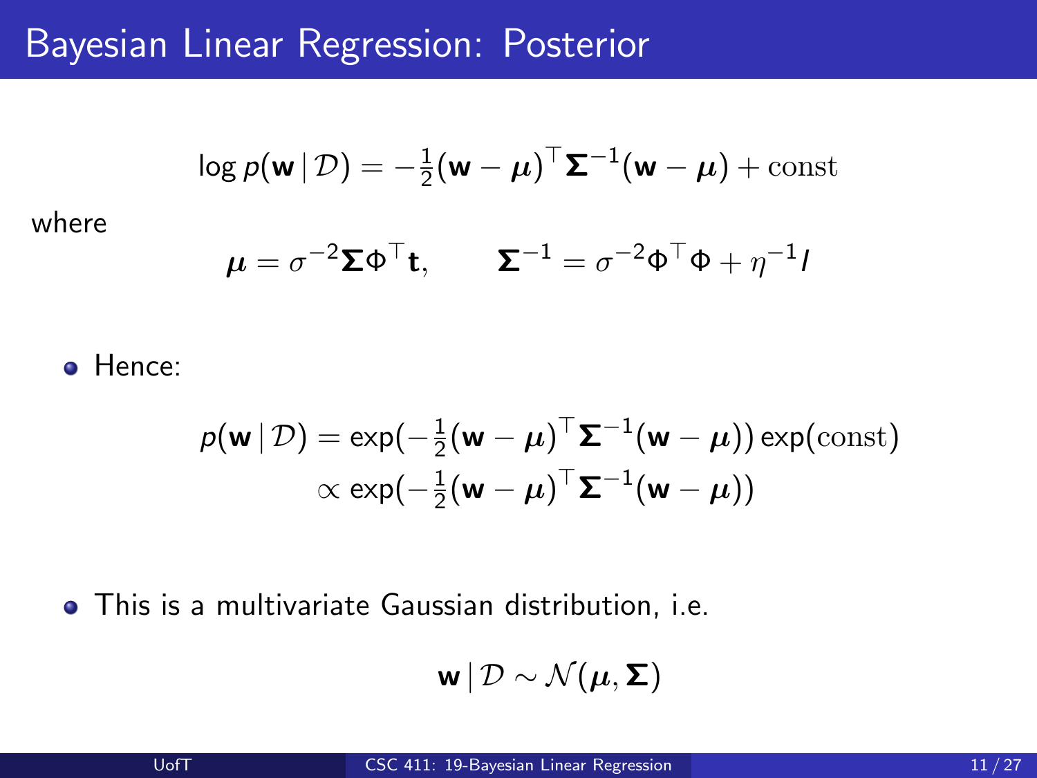# Bayesian Linear Regression: Posterior

$$\log p(\mathbf{w} \mid \mathcal{D}) = -\frac{1}{2}(\mathbf{w} - \boldsymbol{\mu})^\top \boldsymbol{\Sigma}^{-1}(\mathbf{w} - \boldsymbol{\mu}) + \text{const}$$

where

$$\boldsymbol{\mu} = \sigma^{-2}\boldsymbol{\Sigma}\Phi^\top \mathbf{t}, \qquad \boldsymbol{\Sigma}^{-1} = \sigma^{-2}\Phi^\top\Phi + \eta^{-1}I$$

- Hence:

$$\begin{aligned} p(\mathbf{w} \mid \mathcal{D}) &= \exp(-\tfrac{1}{2}(\mathbf{w} - \boldsymbol{\mu})^\top \boldsymbol{\Sigma}^{-1}(\mathbf{w} - \boldsymbol{\mu})) \exp(\text{const}) \\ &\propto \exp(-\tfrac{1}{2}(\mathbf{w} - \boldsymbol{\mu})^\top \boldsymbol{\Sigma}^{-1}(\mathbf{w} - \boldsymbol{\mu})) \end{aligned}$$

- This is a multivariate Gaussian distribution, i.e.

$$\mathbf{w} \mid \mathcal{D} \sim \mathcal{N}(\boldsymbol{\mu}, \boldsymbol{\Sigma})$$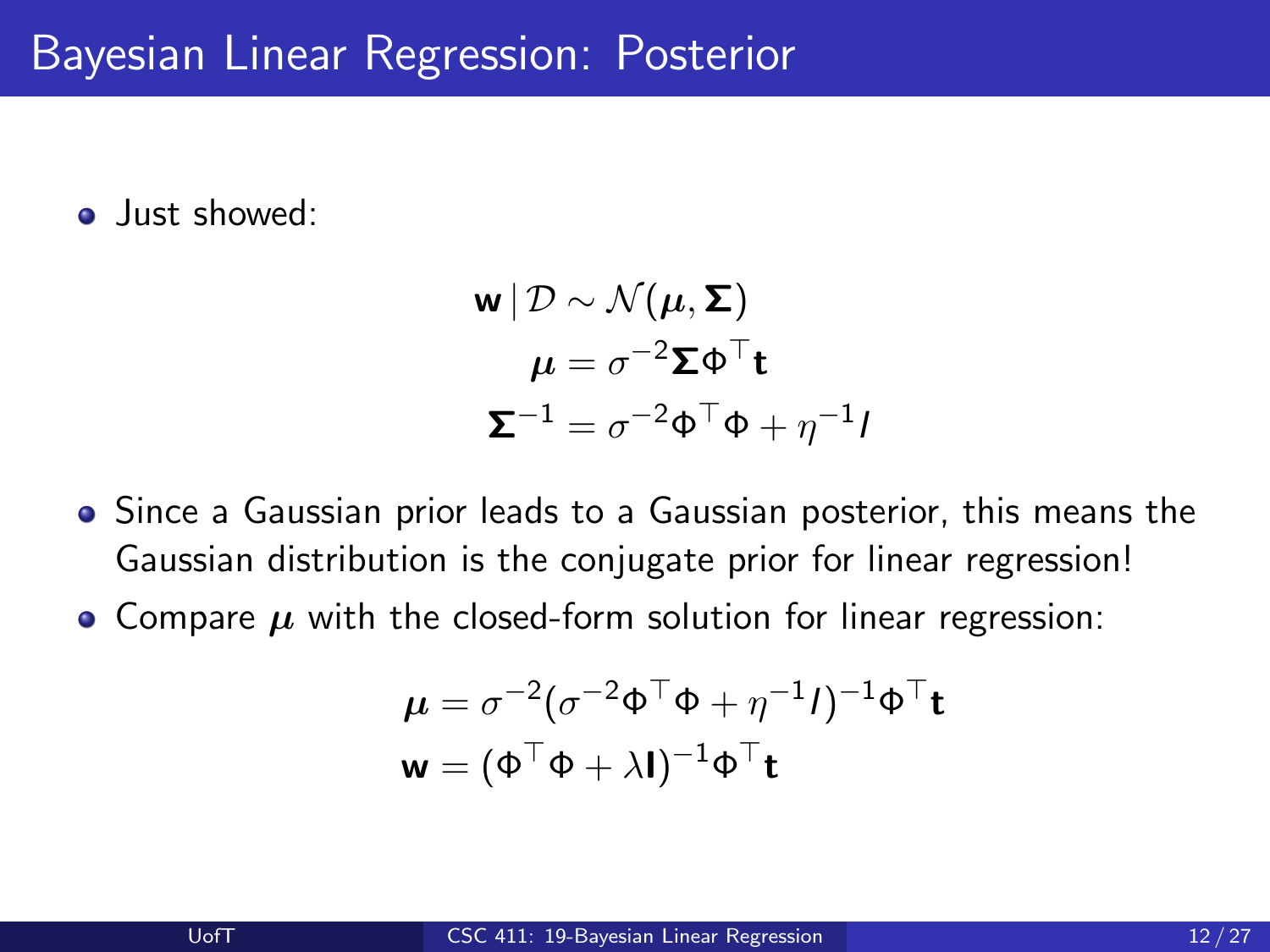# Bayesian Linear Regression: Posterior

- Just showed:

$$
\begin{aligned}
\mathbf{w} \mid \mathcal{D} &\sim \mathcal{N}(\boldsymbol{\mu}, \boldsymbol{\Sigma}) \\
\boldsymbol{\mu} &= \sigma^{-2} \boldsymbol{\Sigma} \Phi^\top \mathbf{t} \\
\boldsymbol{\Sigma}^{-1} &= \sigma^{-2} \Phi^\top \Phi + \eta^{-1} I
\end{aligned}
$$

- Since a Gaussian prior leads to a Gaussian posterior, this means the Gaussian distribution is the conjugate prior for linear regression!
- Compare $\boldsymbol{\mu}$ with the closed-form solution for linear regression:

$$
\begin{aligned}
\boldsymbol{\mu} &= \sigma^{-2} (\sigma^{-2} \Phi^\top \Phi + \eta^{-1} I)^{-1} \Phi^\top \mathbf{t} \\
\mathbf{w} &= (\Phi^\top \Phi + \lambda \mathbf{I})^{-1} \Phi^\top \mathbf{t}
\end{aligned}
$$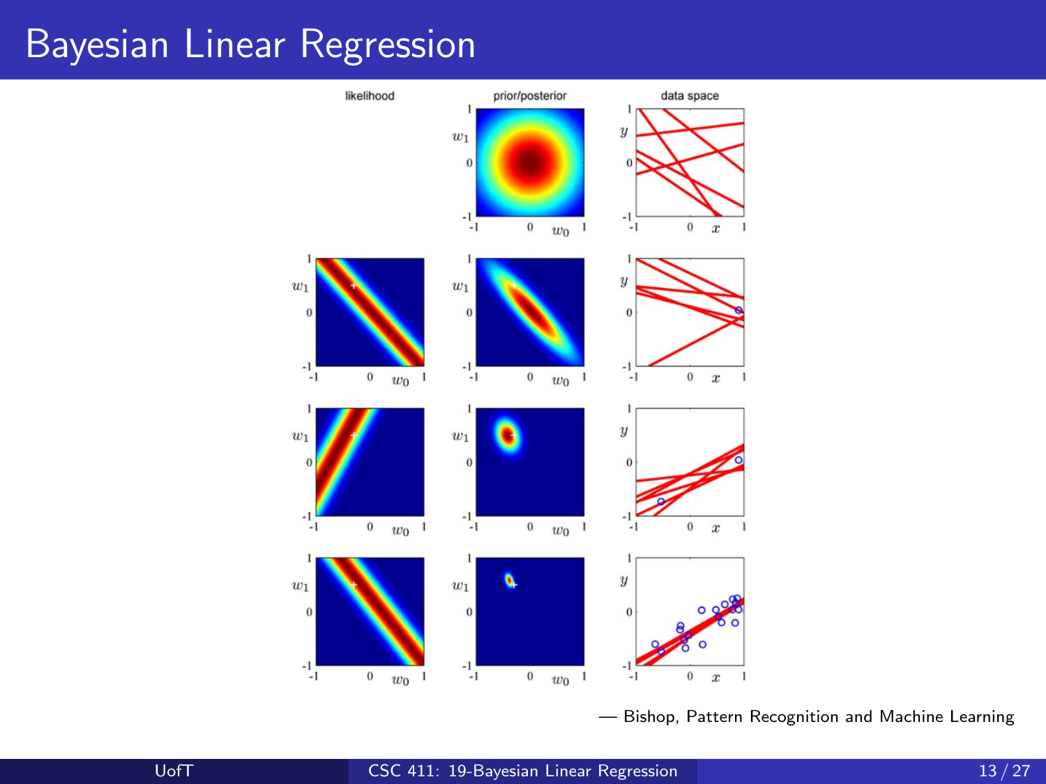# Bayesian Linear Regression

— Bishop, Pattern Recognition and Machine Learning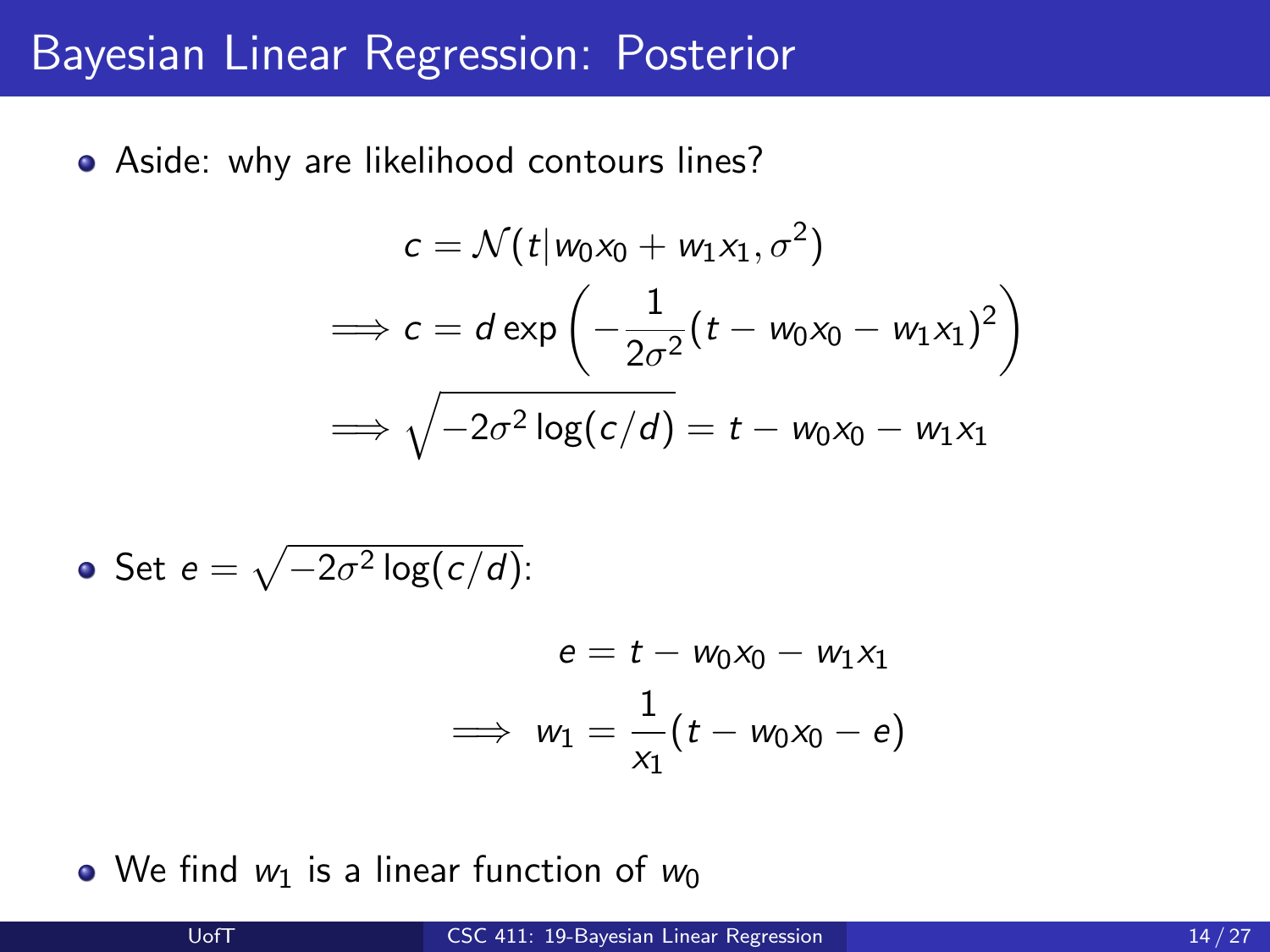# Bayesian Linear Regression: Posterior

- Aside: why are likelihood contours lines?

$$
\begin{aligned}
c &= \mathcal{N}(t \mid w_0 x_0 + w_1 x_1, \sigma^2) \\
\implies c &= d \exp\left(-\frac{1}{2\sigma^2}(t - w_0 x_0 - w_1 x_1)^2\right) \\
\implies \sqrt{-2\sigma^2 \log(c/d)} &= t - w_0 x_0 - w_1 x_1
\end{aligned}
$$

- Set $e = \sqrt{-2\sigma^2 \log(c/d)}$:

$$
\begin{aligned}
e &= t - w_0 x_0 - w_1 x_1 \\
\implies \; w_1 &= \frac{1}{x_1}(t - w_0 x_0 - e)
\end{aligned}
$$

- We find $w_1$ is a linear function of $w_0$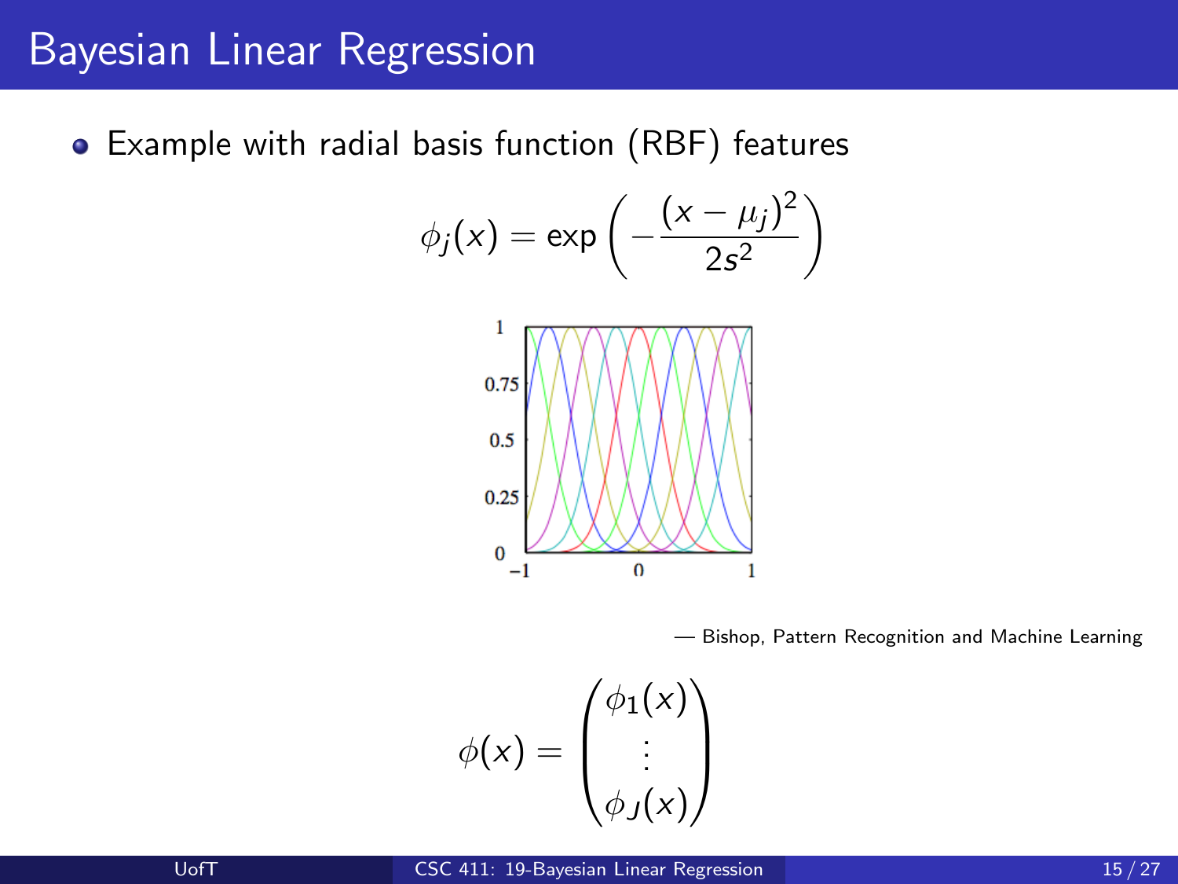# Bayesian Linear Regression

- Example with radial basis function (RBF) features

$$\phi_j(x) = \exp\left(-\frac{(x-\mu_j)^2}{2s^2}\right)$$

— Bishop, Pattern Recognition and Machine Learning

$$\phi(x) = \begin{pmatrix} \phi_1(x) \\ \vdots \\ \phi_J(x) \end{pmatrix}$$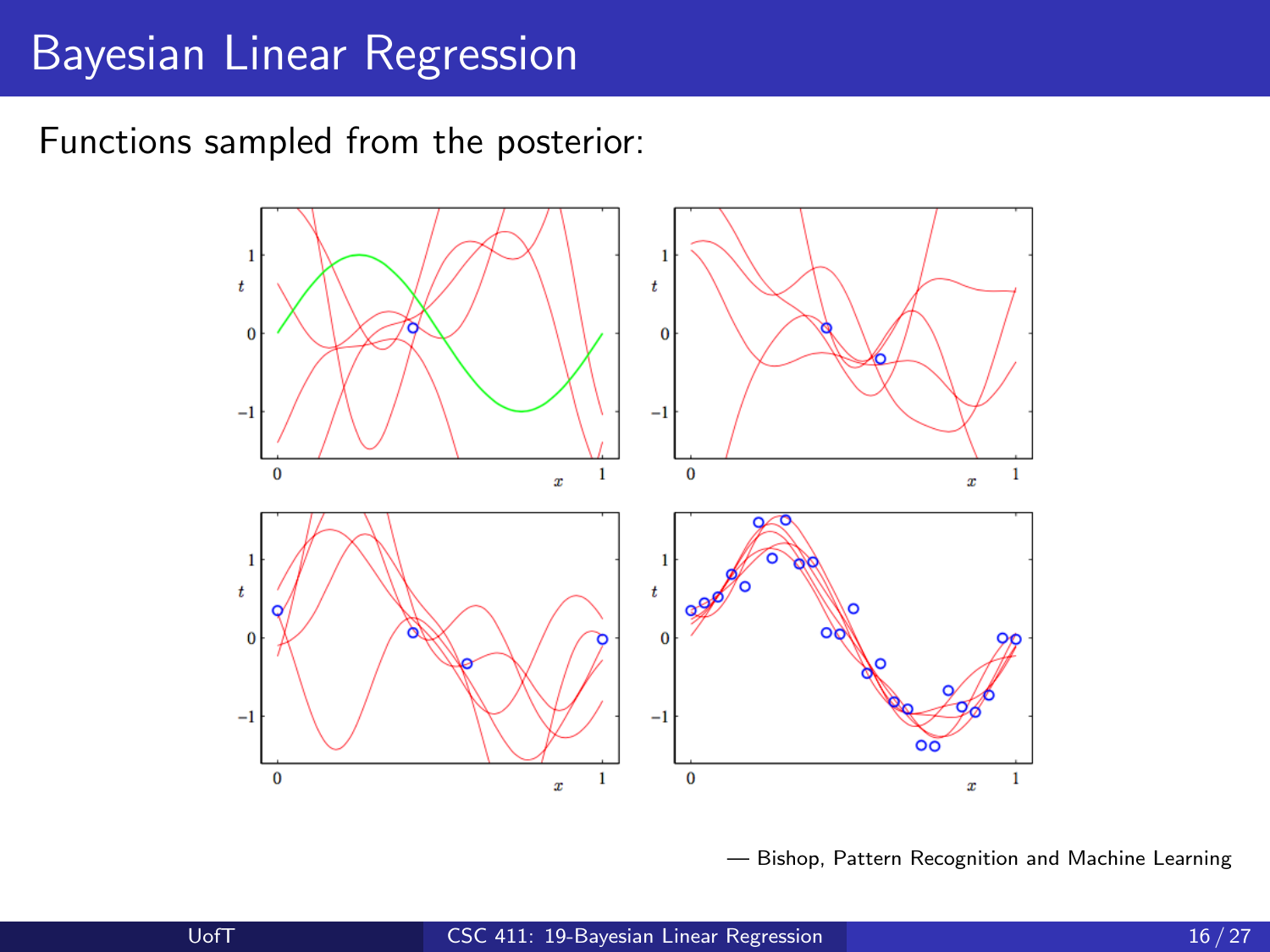# Bayesian Linear Regression

Functions sampled from the posterior:

— Bishop, Pattern Recognition and Machine Learning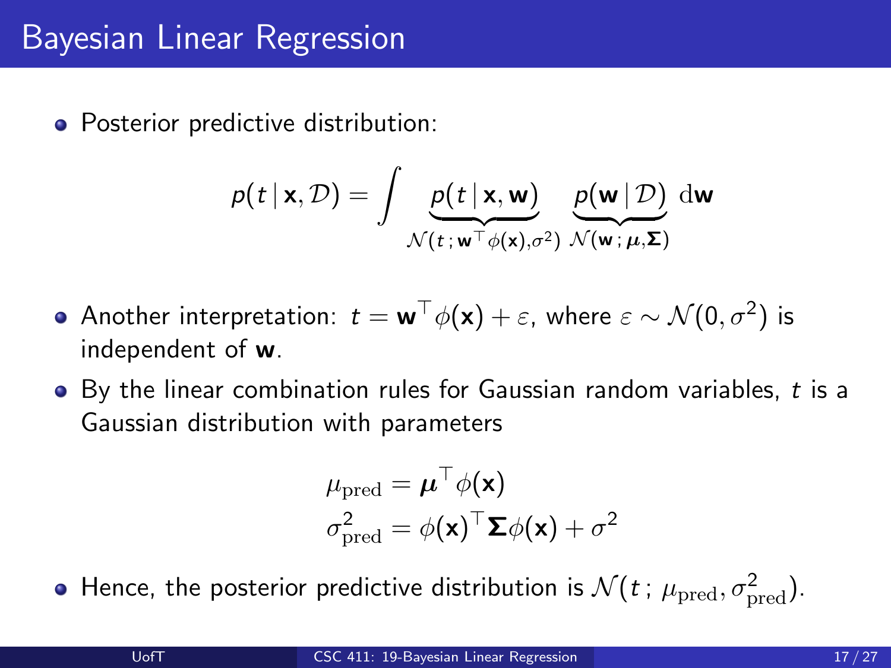# Bayesian Linear Regression

- Posterior predictive distribution:

$$p(t \mid \mathbf{x}, \mathcal{D}) = \int \underbrace{p(t \mid \mathbf{x}, \mathbf{w})}_{\mathcal{N}(t\,;\,\mathbf{w}^\top \phi(\mathbf{x}), \sigma^2)} \underbrace{p(\mathbf{w} \mid \mathcal{D})}_{\mathcal{N}(\mathbf{w}\,;\,\boldsymbol{\mu}, \boldsymbol{\Sigma})} \, \mathrm{d}\mathbf{w}$$

- Another interpretation: $t = \mathbf{w}^\top \phi(\mathbf{x}) + \varepsilon$, where $\varepsilon \sim \mathcal{N}(0, \sigma^2)$ is independent of $\mathbf{w}$.
- By the linear combination rules for Gaussian random variables, $t$ is a Gaussian distribution with parameters

$$\mu_{\mathrm{pred}} = \boldsymbol{\mu}^\top \phi(\mathbf{x})$$
$$\sigma^2_{\mathrm{pred}} = \phi(\mathbf{x})^\top \boldsymbol{\Sigma} \phi(\mathbf{x}) + \sigma^2$$

- Hence, the posterior predictive distribution is $\mathcal{N}(t\,;\, \mu_{\mathrm{pred}}, \sigma^2_{\mathrm{pred}})$.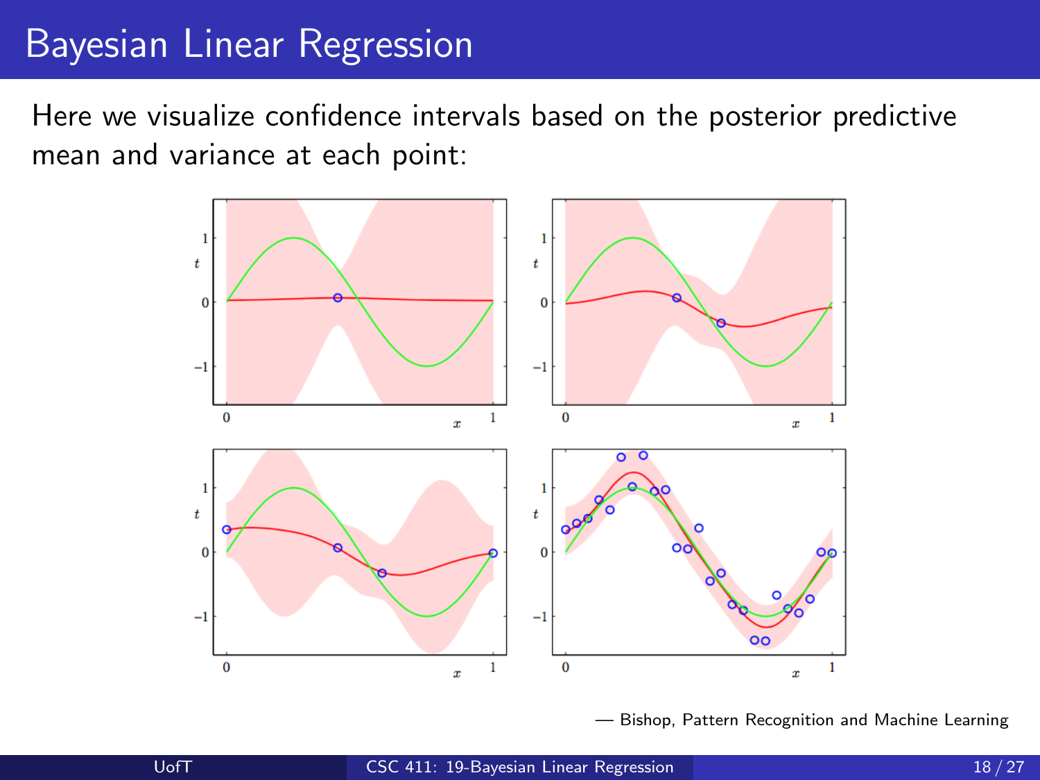# Bayesian Linear Regression

Here we visualize confidence intervals based on the posterior predictive mean and variance at each point:

— Bishop, Pattern Recognition and Machine Learning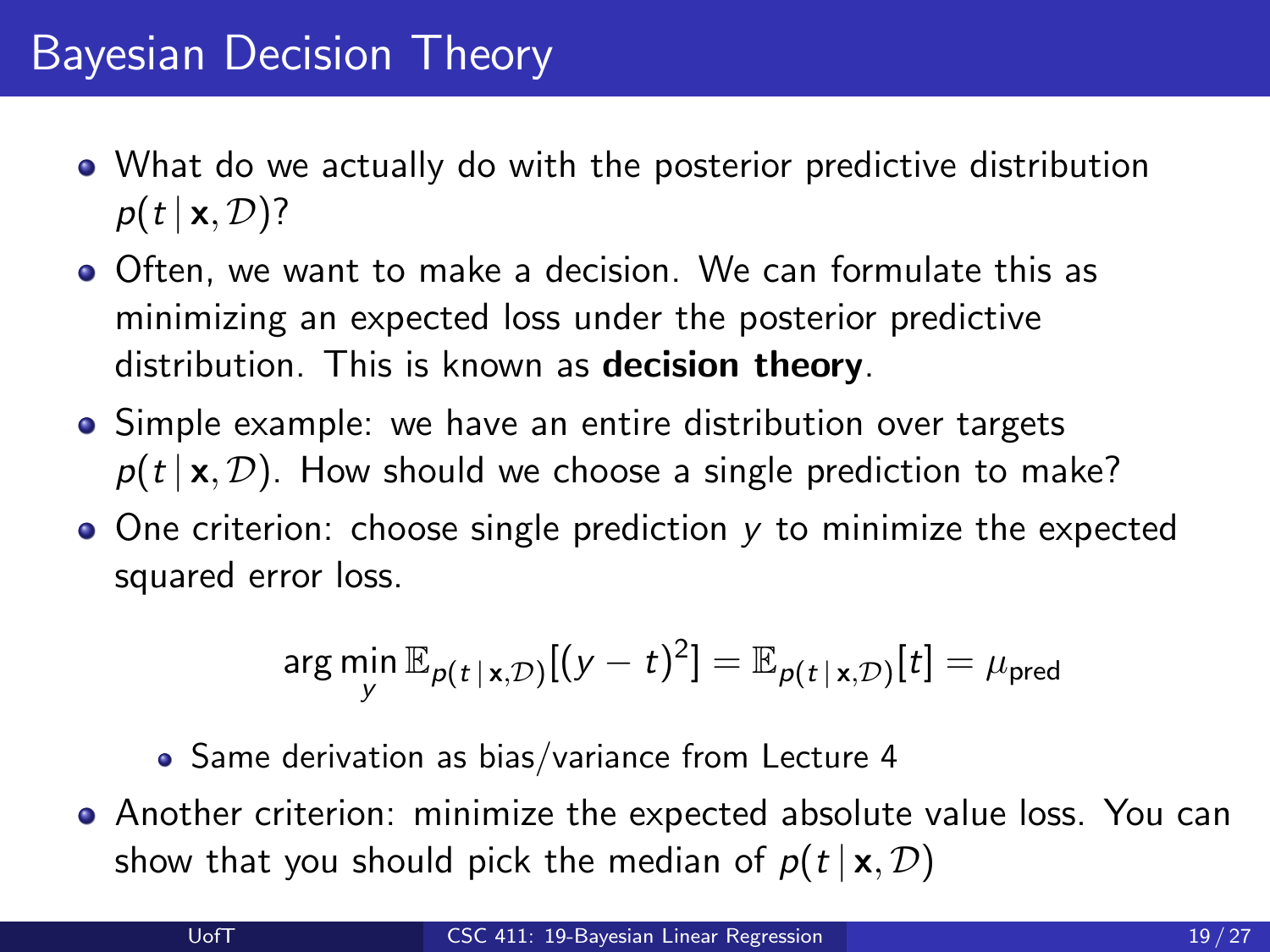# Bayesian Decision Theory

- What do we actually do with the posterior predictive distribution $p(t \mid \mathbf{x}, \mathcal{D})$?
- Often, we want to make a decision. We can formulate this as minimizing an expected loss under the posterior predictive distribution. This is known as **decision theory**.
- Simple example: we have an entire distribution over targets $p(t \mid \mathbf{x}, \mathcal{D})$. How should we choose a single prediction to make?
- One criterion: choose single prediction $y$ to minimize the expected squared error loss.

$$\arg\min_{y} \mathbb{E}_{p(t \mid \mathbf{x}, \mathcal{D})}[(y - t)^2] = \mathbb{E}_{p(t \mid \mathbf{x}, \mathcal{D})}[t] = \mu_{\text{pred}}$$

  - Same derivation as bias/variance from Lecture 4
- Another criterion: minimize the expected absolute value loss. You can show that you should pick the median of $p(t \mid \mathbf{x}, \mathcal{D})$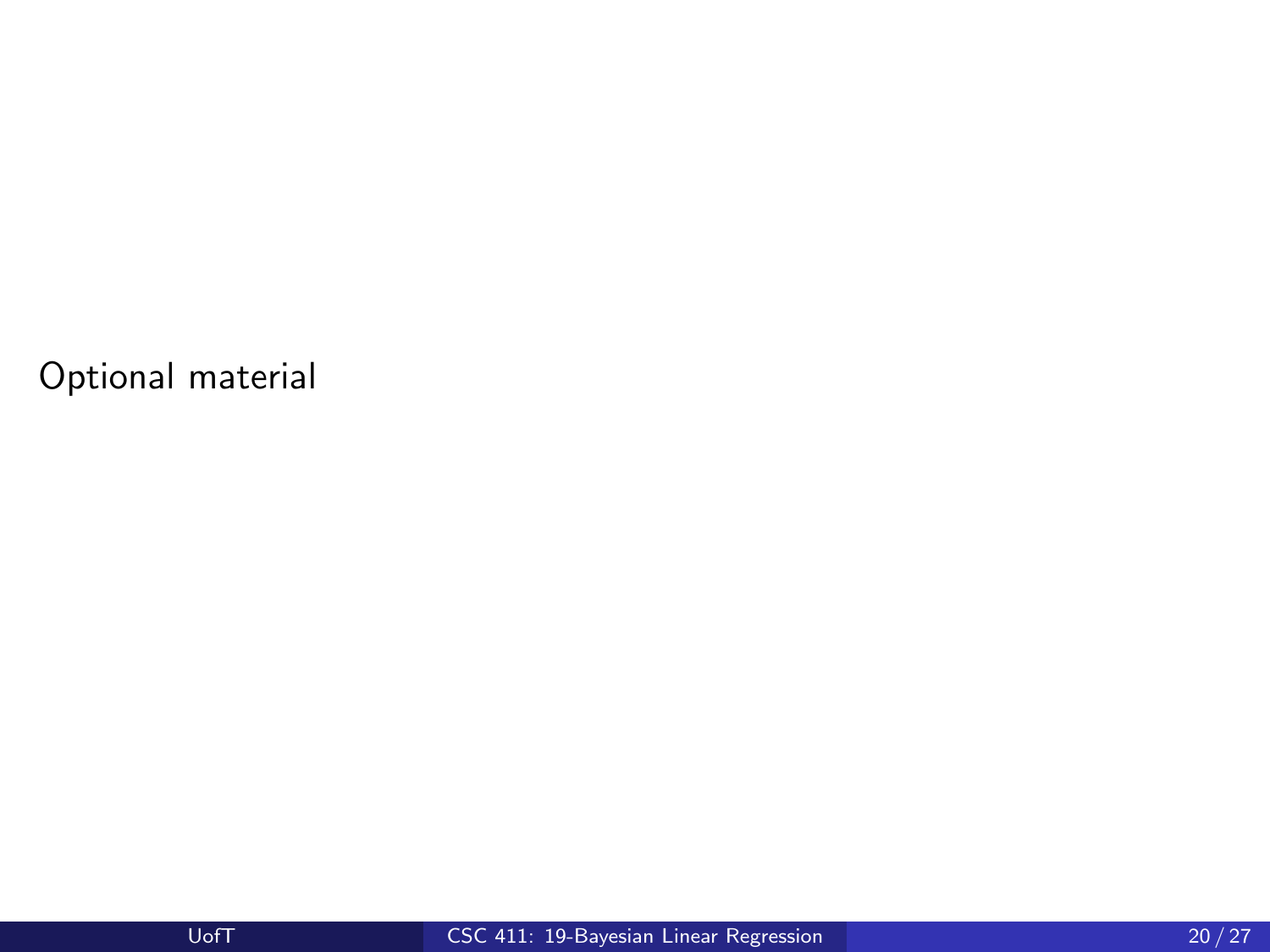# Optional material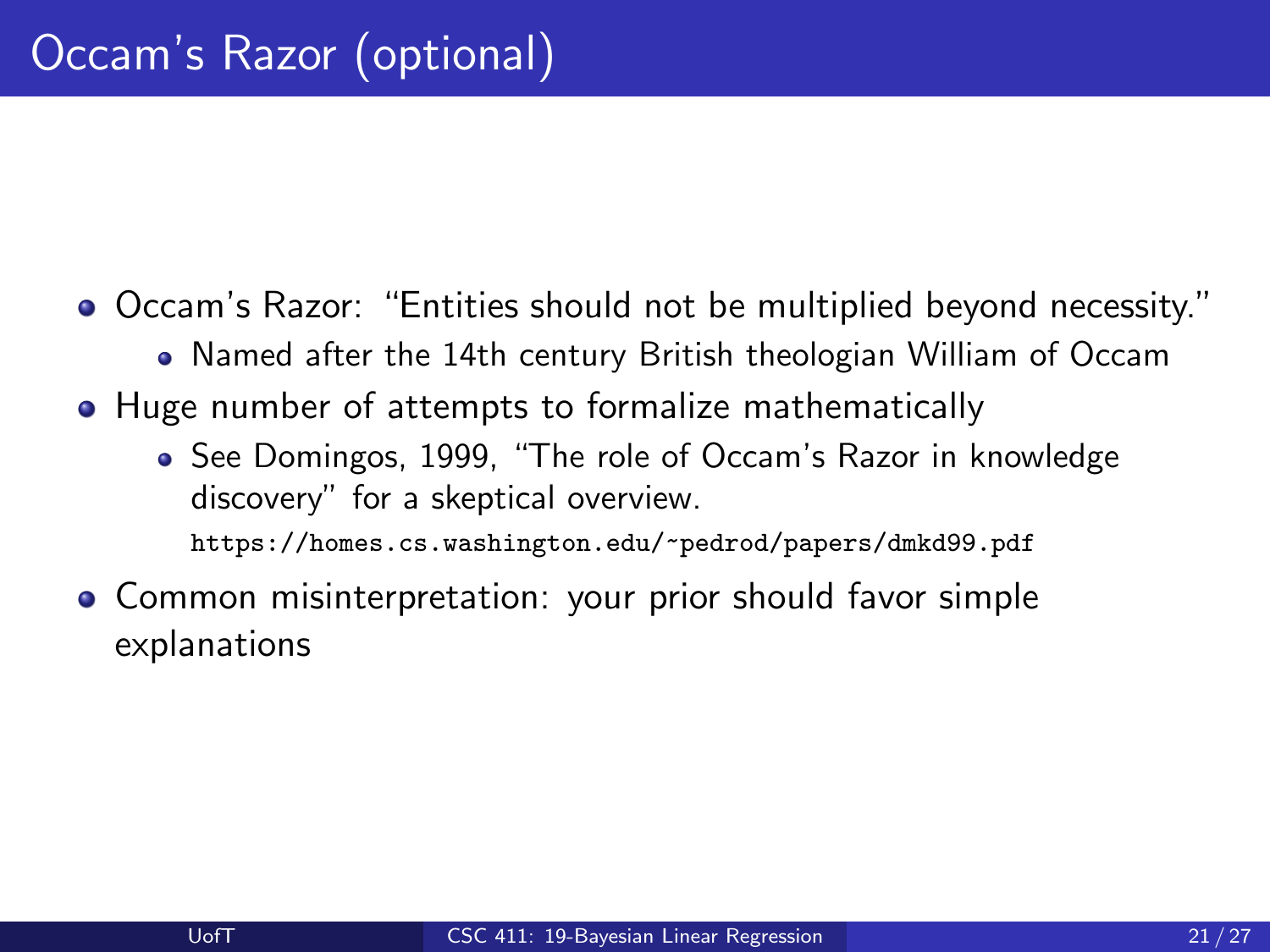# Occam's Razor (optional)

- Occam's Razor: "Entities should not be multiplied beyond necessity."
  - Named after the 14th century British theologian William of Occam
- Huge number of attempts to formalize mathematically
  - See Domingos, 1999, "The role of Occam's Razor in knowledge discovery" for a skeptical overview.
    `https://homes.cs.washington.edu/~pedrod/papers/dmkd99.pdf`
- Common misinterpretation: your prior should favor simple explanations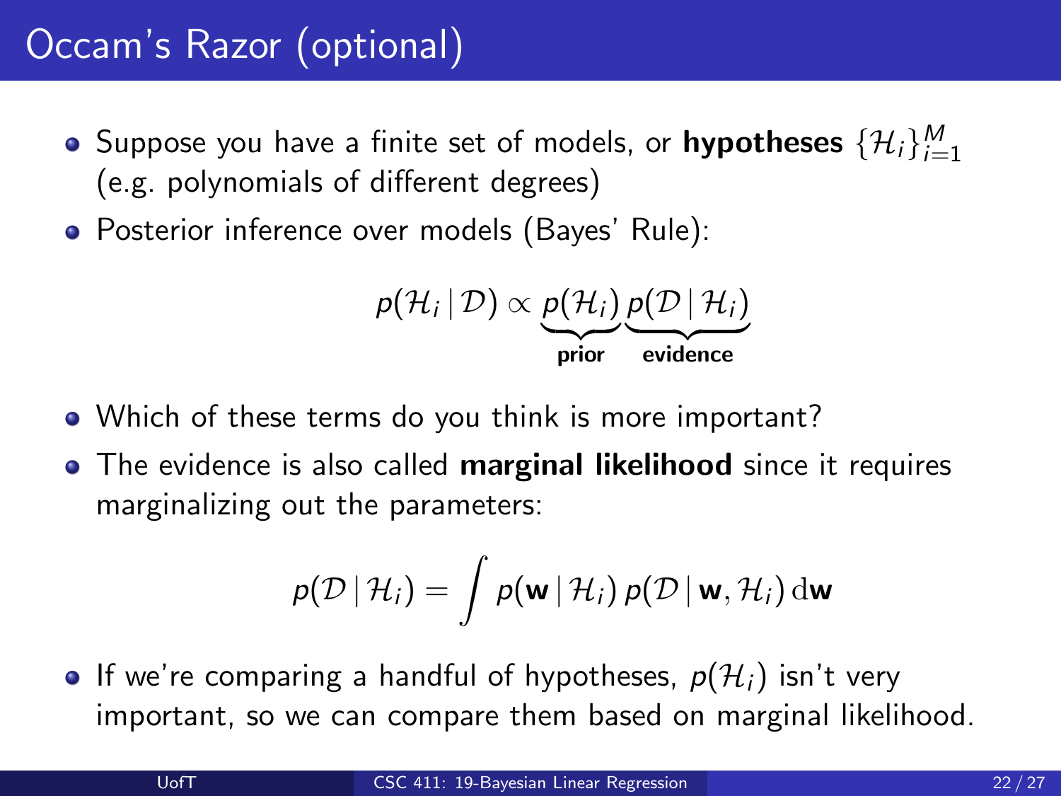# Occam's Razor (optional)

- Suppose you have a finite set of models, or **hypotheses** $\{\mathcal{H}_i\}_{i=1}^{M}$ (e.g. polynomials of different degrees)
- Posterior inference over models (Bayes' Rule):

$$p(\mathcal{H}_i \mid \mathcal{D}) \propto \underbrace{p(\mathcal{H}_i)}_{\textbf{prior}} \underbrace{p(\mathcal{D} \mid \mathcal{H}_i)}_{\textbf{evidence}}$$

- Which of these terms do you think is more important?
- The evidence is also called **marginal likelihood** since it requires marginalizing out the parameters:

$$p(\mathcal{D} \mid \mathcal{H}_i) = \int p(\mathbf{w} \mid \mathcal{H}_i)\, p(\mathcal{D} \mid \mathbf{w}, \mathcal{H}_i)\, \mathrm{d}\mathbf{w}$$

- If we're comparing a handful of hypotheses, $p(\mathcal{H}_i)$ isn't very important, so we can compare them based on marginal likelihood.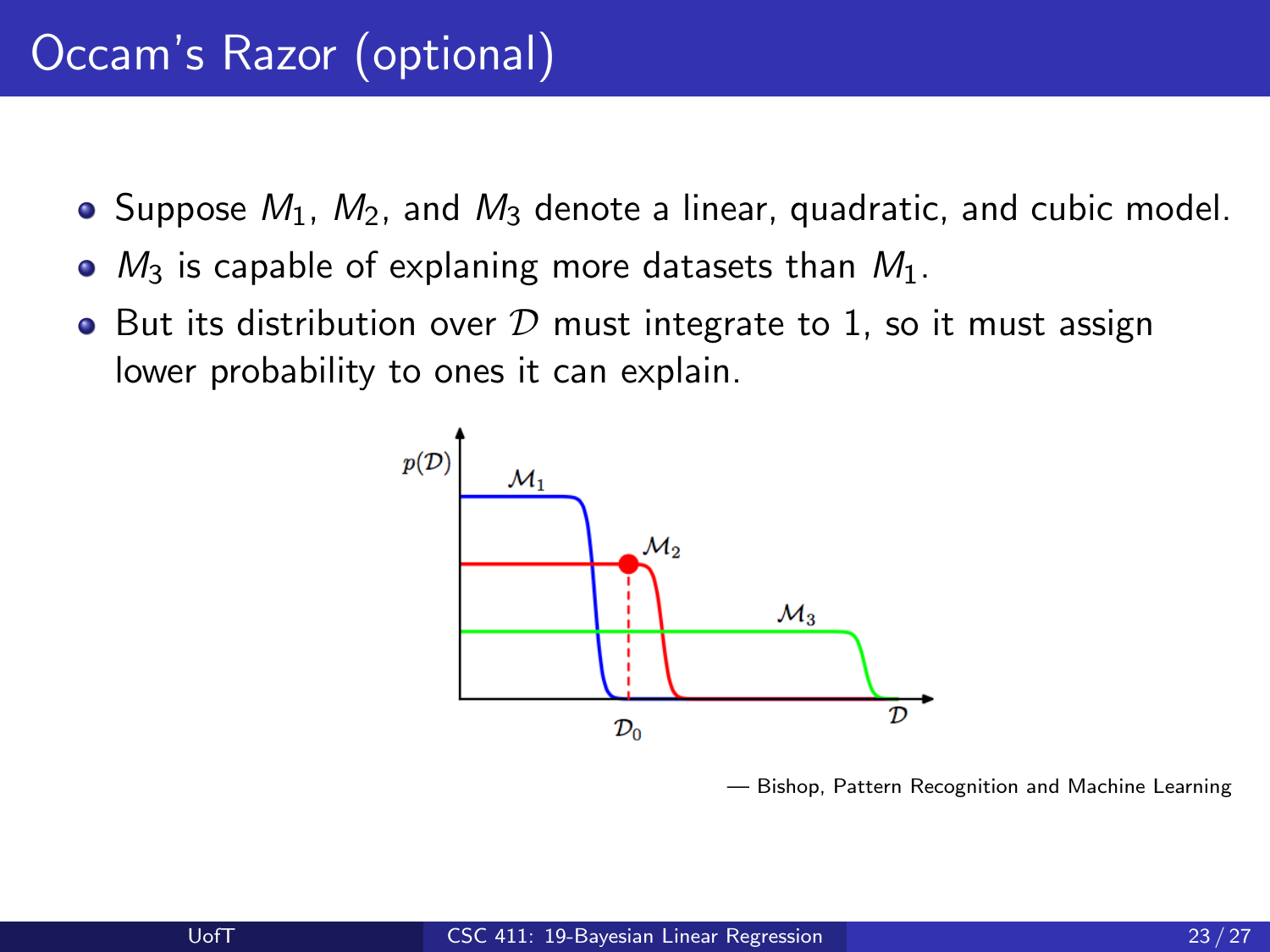# Occam's Razor (optional)

- Suppose $M_1$, $M_2$, and $M_3$ denote a linear, quadratic, and cubic model.
- $M_3$ is capable of explaning more datasets than $M_1$.
- But its distribution over $\mathcal{D}$ must integrate to 1, so it must assign lower probability to ones it can explain.

— Bishop, Pattern Recognition and Machine Learning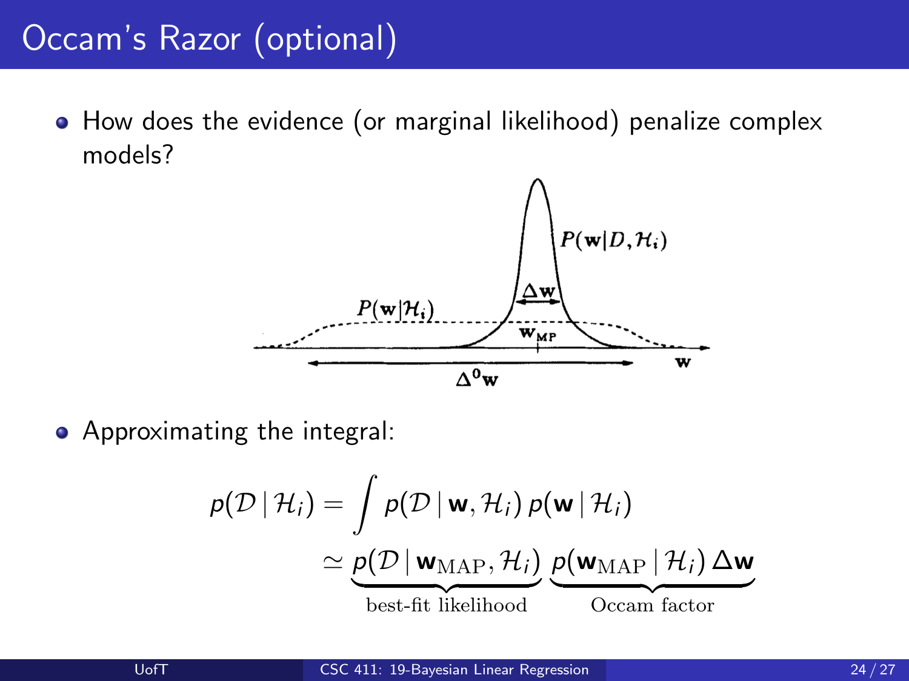# Occam's Razor (optional)

- How does the evidence (or marginal likelihood) penalize complex models?

- Approximating the integral:

$$
\begin{aligned}
p(\mathcal{D} \mid \mathcal{H}_i) &= \int p(\mathcal{D} \mid \mathbf{w}, \mathcal{H}_i)\, p(\mathbf{w} \mid \mathcal{H}_i) \\
&\simeq \underbrace{p(\mathcal{D} \mid \mathbf{w}_{\mathrm{MAP}}, \mathcal{H}_i)}_{\text{best-fit likelihood}} \; \underbrace{p(\mathbf{w}_{\mathrm{MAP}} \mid \mathcal{H}_i)\, \Delta \mathbf{w}}_{\text{Occam factor}}
\end{aligned}
$$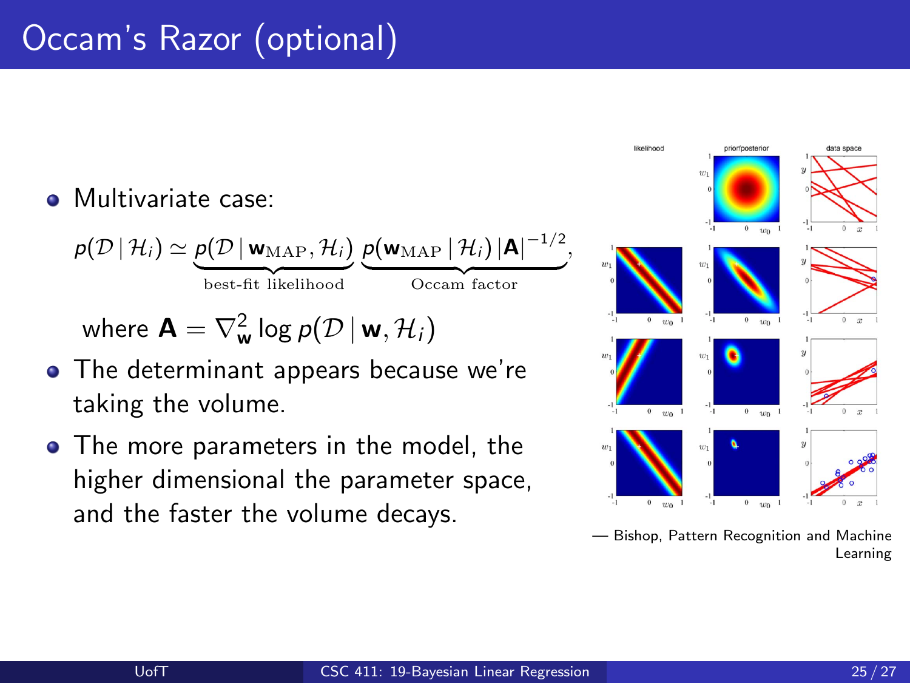# Occam's Razor (optional)

- Multivariate case:

$$p(\mathcal{D} \mid \mathcal{H}_i) \simeq \underbrace{p(\mathcal{D} \mid \mathbf{w}_{\text{MAP}}, \mathcal{H}_i)}_{\text{best-fit likelihood}} \underbrace{p(\mathbf{w}_{\text{MAP}} \mid \mathcal{H}_i) \, |\mathbf{A}|^{-1/2}}_{\text{Occam factor}},$$

where $\mathbf{A} = \nabla^2_{\mathbf{w}} \log p(\mathcal{D} \mid \mathbf{w}, \mathcal{H}_i)$

- The determinant appears because we're taking the volume.
- The more parameters in the model, the higher dimensional the parameter space, and the faster the volume decays.

— Bishop, Pattern Recognition and Machine Learning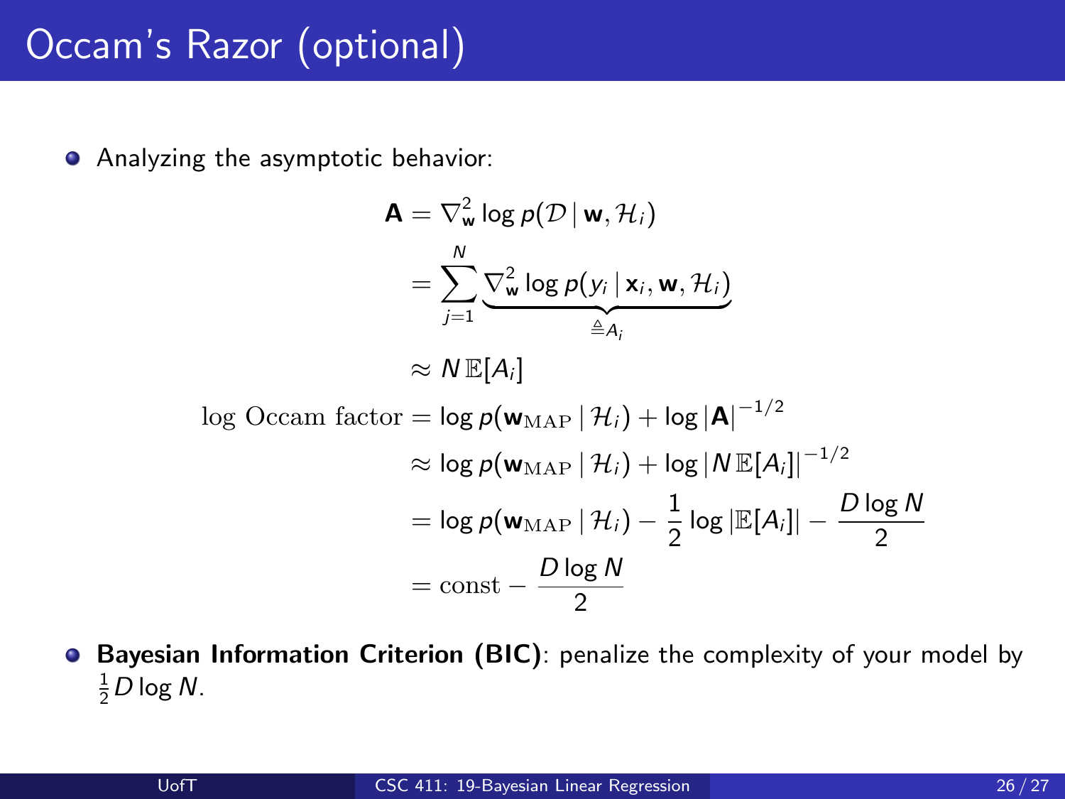# Occam's Razor (optional)

- Analyzing the asymptotic behavior:

$$
\begin{aligned}
\mathbf{A} &= \nabla^2_{\mathbf{w}} \log p(\mathcal{D} \mid \mathbf{w}, \mathcal{H}_i) \\
&= \sum_{j=1}^{N} \underbrace{\nabla^2_{\mathbf{w}} \log p(y_i \mid \mathbf{x}_i, \mathbf{w}, \mathcal{H}_i)}_{\triangleq A_i} \\
&\approx N \, \mathbb{E}[A_i] \\
\log \text{Occam factor} &= \log p(\mathbf{w}_{\text{MAP}} \mid \mathcal{H}_i) + \log |\mathbf{A}|^{-1/2} \\
&\approx \log p(\mathbf{w}_{\text{MAP}} \mid \mathcal{H}_i) + \log |N \, \mathbb{E}[A_i]|^{-1/2} \\
&= \log p(\mathbf{w}_{\text{MAP}} \mid \mathcal{H}_i) - \frac{1}{2} \log |\mathbb{E}[A_i]| - \frac{D \log N}{2} \\
&= \text{const} - \frac{D \log N}{2}
\end{aligned}
$$

- **Bayesian Information Criterion (BIC)**: penalize the complexity of your model by $\frac{1}{2} D \log N$.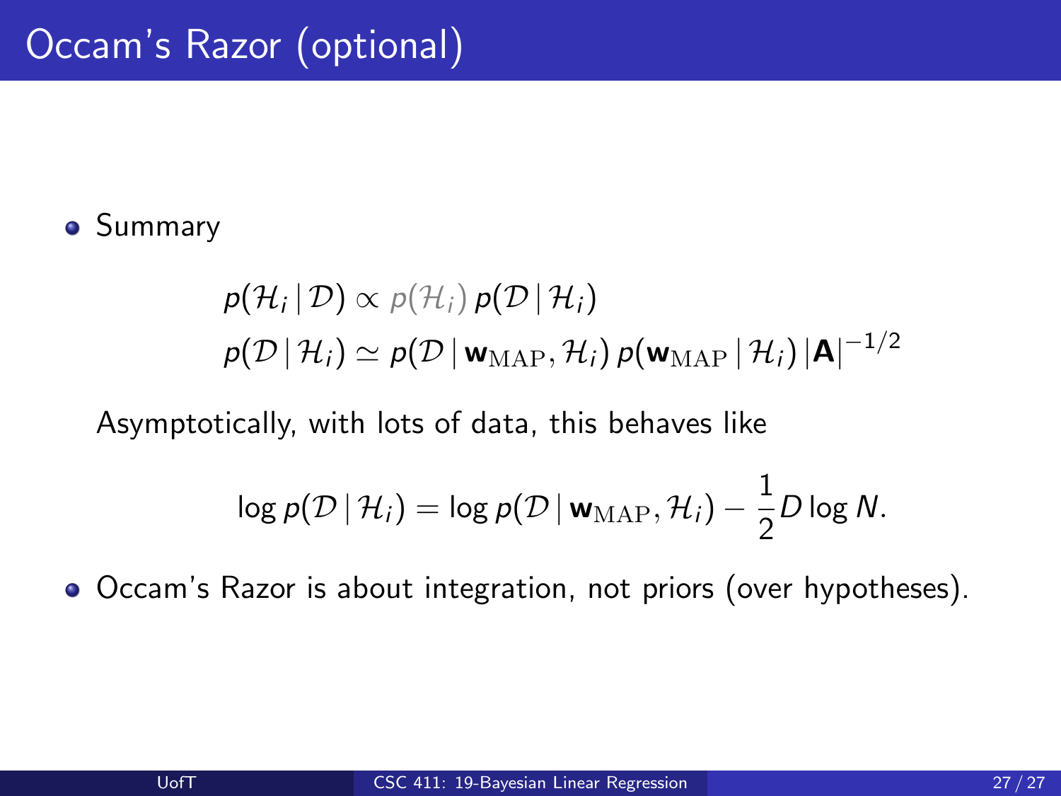# Occam's Razor (optional)

- Summary

$$
\begin{aligned}
p(\mathcal{H}_i \mid \mathcal{D}) &\propto p(\mathcal{H}_i)\, p(\mathcal{D} \mid \mathcal{H}_i) \\
p(\mathcal{D} \mid \mathcal{H}_i) &\simeq p(\mathcal{D} \mid \mathbf{w}_{\mathrm{MAP}}, \mathcal{H}_i)\, p(\mathbf{w}_{\mathrm{MAP}} \mid \mathcal{H}_i)\, |\mathbf{A}|^{-1/2}
\end{aligned}
$$

  Asymptotically, with lots of data, this behaves like

$$
\log p(\mathcal{D} \mid \mathcal{H}_i) = \log p(\mathcal{D} \mid \mathbf{w}_{\mathrm{MAP}}, \mathcal{H}_i) - \frac{1}{2} D \log N.
$$

- Occam's Razor is about integration, not priors (over hypotheses).